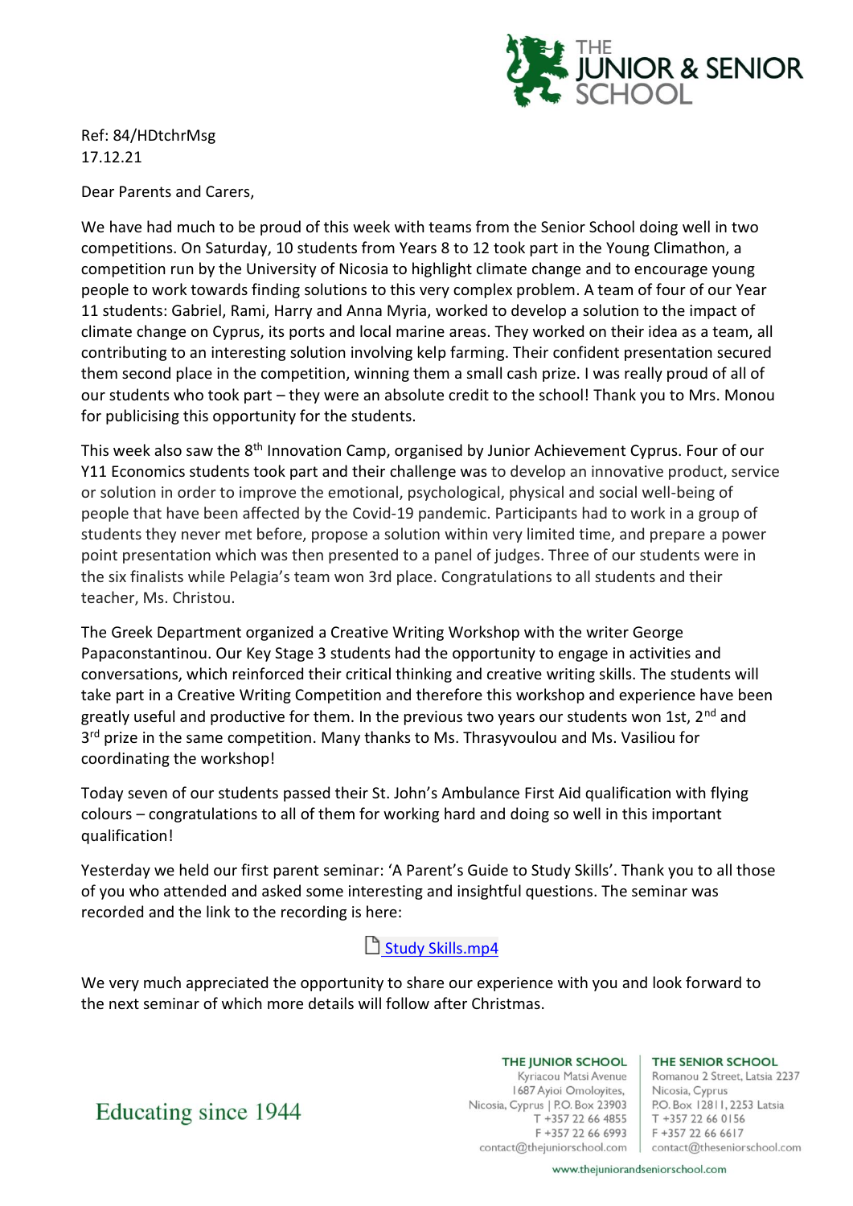Ref: 84/HDtchrMsg
17.12.21

Dear Parents and Carers,

We have had much to be proud of this week with teams from the Senior School doing well in two competitions. On Saturday, 10 students from Years 8 to 12 took part in the Young Climathon, a competition run by the University of Nicosia to highlight climate change and to encourage young people to work towards finding solutions to this very complex problem. A team of four of our Year 11 students: Gabriel, Rami, Harry and Anna Myria, worked to develop a solution to the impact of climate change on Cyprus, its ports and local marine areas. They worked on their idea as a team, all contributing to an interesting solution involving kelp farming. Their confident presentation secured them second place in the competition, winning them a small cash prize. I was really proud of all of our students who took part – they were an absolute credit to the school! Thank you to Mrs. Monou for publicising this opportunity for the students.

This week also saw the 8th Innovation Camp, organised by Junior Achievement Cyprus. Four of our Y11 Economics students took part and their challenge was to develop an innovative product, service or solution in order to improve the emotional, psychological, physical and social well-being of people that have been affected by the Covid-19 pandemic. Participants had to work in a group of students they never met before, propose a solution within very limited time, and prepare a power point presentation which was then presented to a panel of judges. Three of our students were in the six finalists while Pelagia's team won 3rd place. Congratulations to all students and their teacher, Ms. Christou.

The Greek Department organized a Creative Writing Workshop with the writer George Papaconstantinou. Our Key Stage 3 students had the opportunity to engage in activities and conversations, which reinforced their critical thinking and creative writing skills. The students will take part in a Creative Writing Competition and therefore this workshop and experience have been greatly useful and productive for them. In the previous two years our students won 1st, 2nd and 3rd prize in the same competition. Many thanks to Ms. Thrasyvoulou and Ms. Vasiliou for coordinating the workshop!

Today seven of our students passed their St. John's Ambulance First Aid qualification with flying colours – congratulations to all of them for working hard and doing so well in this important qualification!

Yesterday we held our first parent seminar: 'A Parent's Guide to Study Skills'. Thank you to all those of you who attended and asked some interesting and insightful questions. The seminar was recorded and the link to the recording is here:

Study Skills.mp4

We very much appreciated the opportunity to share our experience with you and look forward to the next seminar of which more details will follow after Christmas.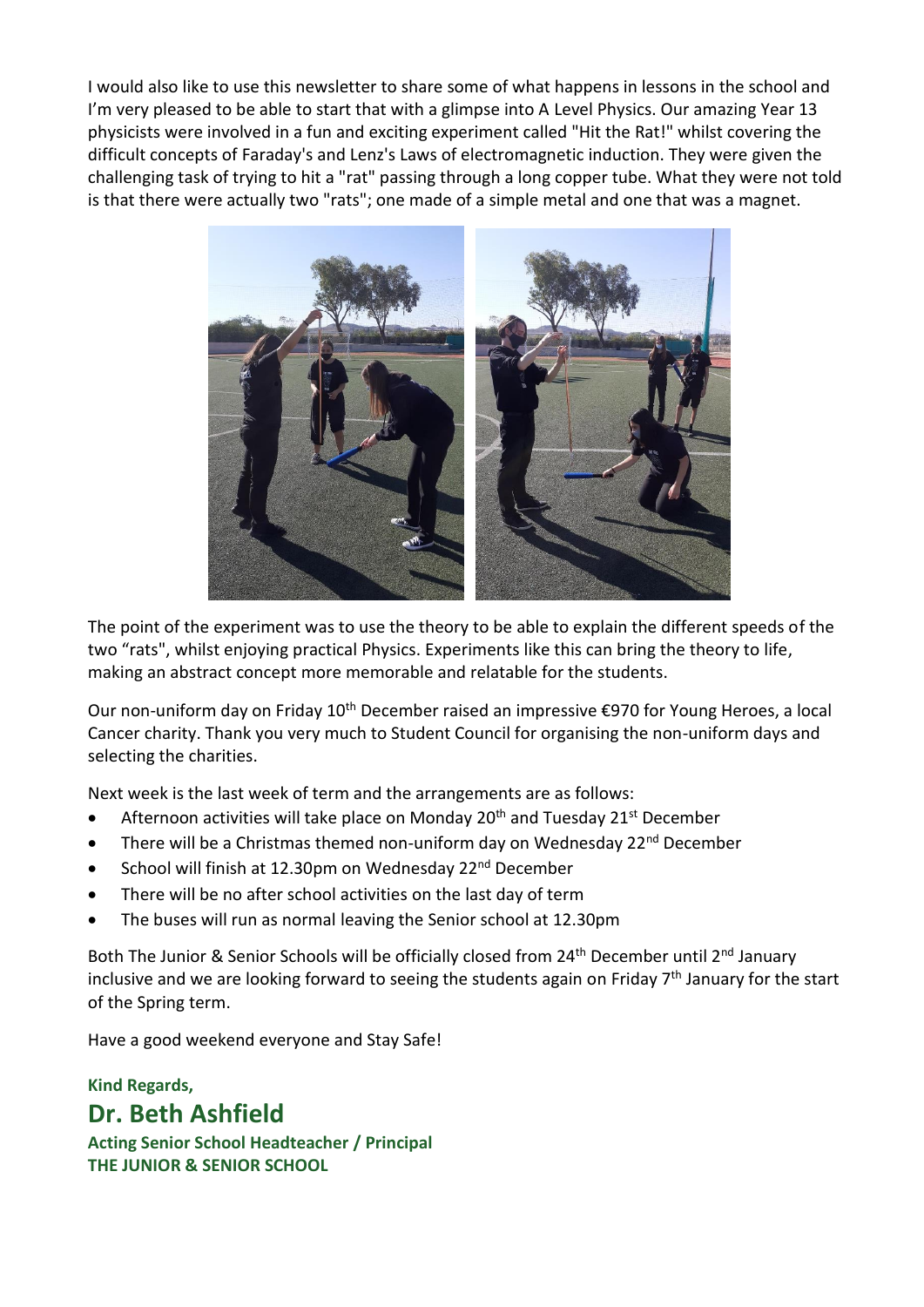I would also like to use this newsletter to share some of what happens in lessons in the school and I'm very pleased to be able to start that with a glimpse into A Level Physics. Our amazing Year 13 physicists were involved in a fun and exciting experiment called "Hit the Rat!" whilst covering the difficult concepts of Faraday's and Lenz's Laws of electromagnetic induction. They were given the challenging task of trying to hit a "rat" passing through a long copper tube. What they were not told is that there were actually two "rats"; one made of a simple metal and one that was a magnet.

The point of the experiment was to use the theory to be able to explain the different speeds of the two "rats", whilst enjoying practical Physics. Experiments like this can bring the theory to life, making an abstract concept more memorable and relatable for the students.

Our non-uniform day on Friday 10th December raised an impressive €970 for Young Heroes, a local Cancer charity. Thank you very much to Student Council for organising the non-uniform days and selecting the charities.

Next week is the last week of term and the arrangements are as follows:

- Afternoon activities will take place on Monday 20th and Tuesday 21st December
- There will be a Christmas themed non-uniform day on Wednesday 22nd December
- School will finish at 12.30pm on Wednesday 22nd December
- There will be no after school activities on the last day of term
- The buses will run as normal leaving the Senior school at 12.30pm

Both The Junior & Senior Schools will be officially closed from 24th December until 2nd January inclusive and we are looking forward to seeing the students again on Friday 7th January for the start of the Spring term.

Have a good weekend everyone and Stay Safe!

**Kind Regards,**

**Dr. Beth Ashfield**

**Acting Senior School Headteacher / Principal**
**THE JUNIOR & SENIOR SCHOOL**